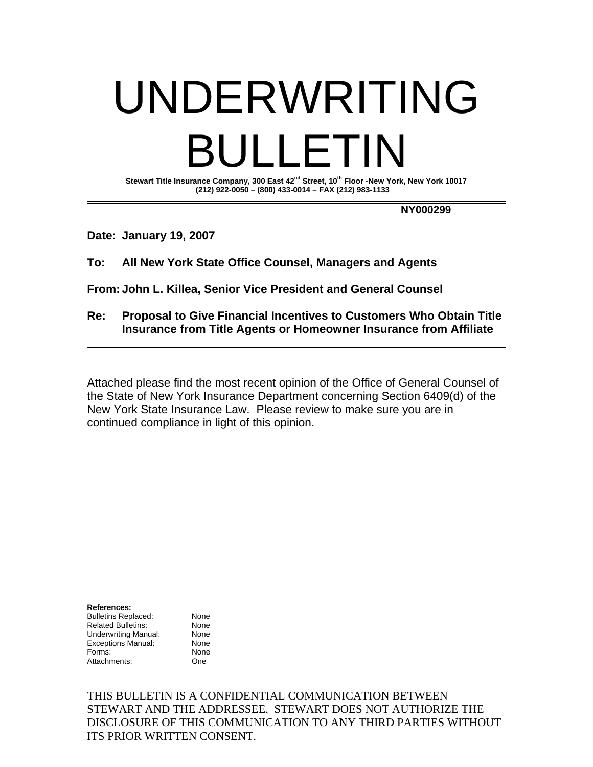# UNDERWRITING BULLETIN

**Stewart Title Insurance Company, 300 East 42nd Street, 10th Floor -New York, New York 10017**
**(212) 922-0050 – (800) 433-0014 – FAX (212) 983-1133**

---

**NY000299**

**Date: January 19, 2007**

**To: All New York State Office Counsel, Managers and Agents**

**From: John L. Killea, Senior Vice President and General Counsel**

**Re: Proposal to Give Financial Incentives to Customers Who Obtain Title Insurance from Title Agents or Homeowner Insurance from Affiliate**

---

Attached please find the most recent opinion of the Office of General Counsel of the State of New York Insurance Department concerning Section 6409(d) of the New York State Insurance Law. Please review to make sure you are in continued compliance in light of this opinion.

**References:**

| | |
|---|---|
| Bulletins Replaced: | None |
| Related Bulletins: | None |
| Underwriting Manual: | None |
| Exceptions Manual: | None |
| Forms: | None |
| Attachments: | One |

THIS BULLETIN IS A CONFIDENTIAL COMMUNICATION BETWEEN STEWART AND THE ADDRESSEE. STEWART DOES NOT AUTHORIZE THE DISCLOSURE OF THIS COMMUNICATION TO ANY THIRD PARTIES WITHOUT ITS PRIOR WRITTEN CONSENT.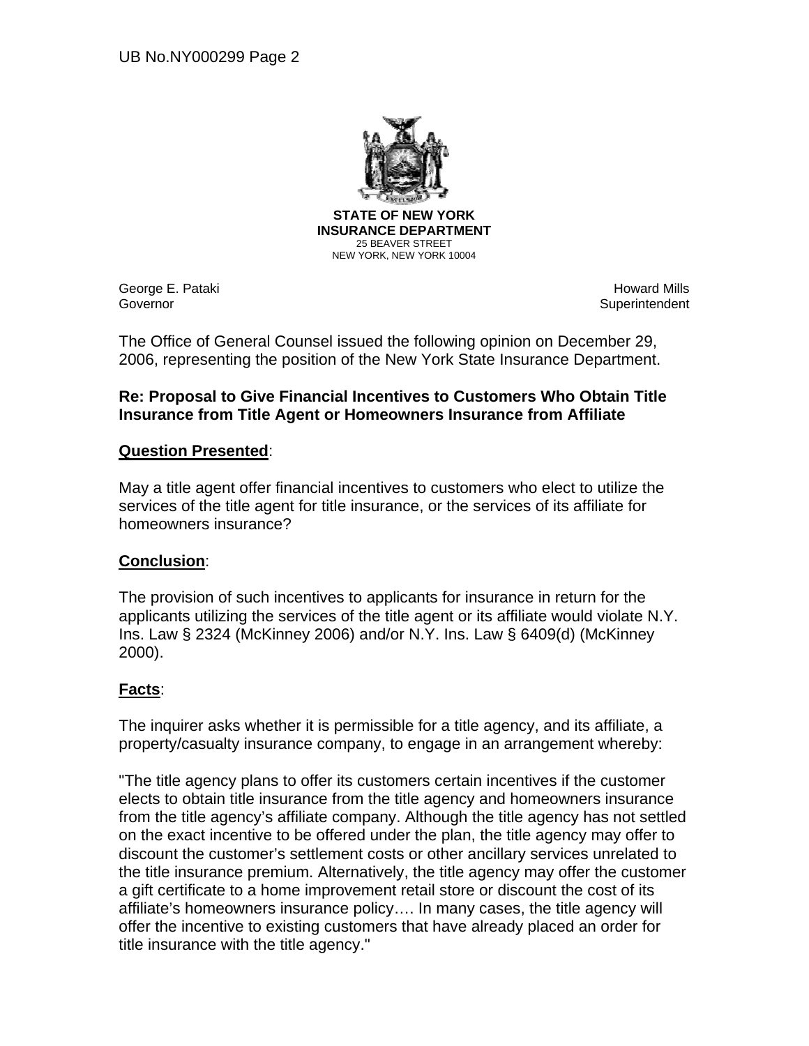**STATE OF NEW YORK**
**INSURANCE DEPARTMENT**
25 BEAVER STREET
NEW YORK, NEW YORK 10004

George E. Pataki
Governor

Howard Mills
Superintendent

The Office of General Counsel issued the following opinion on December 29, 2006, representing the position of the New York State Insurance Department.

**Re: Proposal to Give Financial Incentives to Customers Who Obtain Title Insurance from Title Agent or Homeowners Insurance from Affiliate**

**Question Presented**:

May a title agent offer financial incentives to customers who elect to utilize the services of the title agent for title insurance, or the services of its affiliate for homeowners insurance?

**Conclusion**:

The provision of such incentives to applicants for insurance in return for the applicants utilizing the services of the title agent or its affiliate would violate N.Y. Ins. Law § 2324 (McKinney 2006) and/or N.Y. Ins. Law § 6409(d) (McKinney 2000).

**Facts**:

The inquirer asks whether it is permissible for a title agency, and its affiliate, a property/casualty insurance company, to engage in an arrangement whereby:

"The title agency plans to offer its customers certain incentives if the customer elects to obtain title insurance from the title agency and homeowners insurance from the title agency's affiliate company. Although the title agency has not settled on the exact incentive to be offered under the plan, the title agency may offer to discount the customer's settlement costs or other ancillary services unrelated to the title insurance premium. Alternatively, the title agency may offer the customer a gift certificate to a home improvement retail store or discount the cost of its affiliate's homeowners insurance policy…. In many cases, the title agency will offer the incentive to existing customers that have already placed an order for title insurance with the title agency."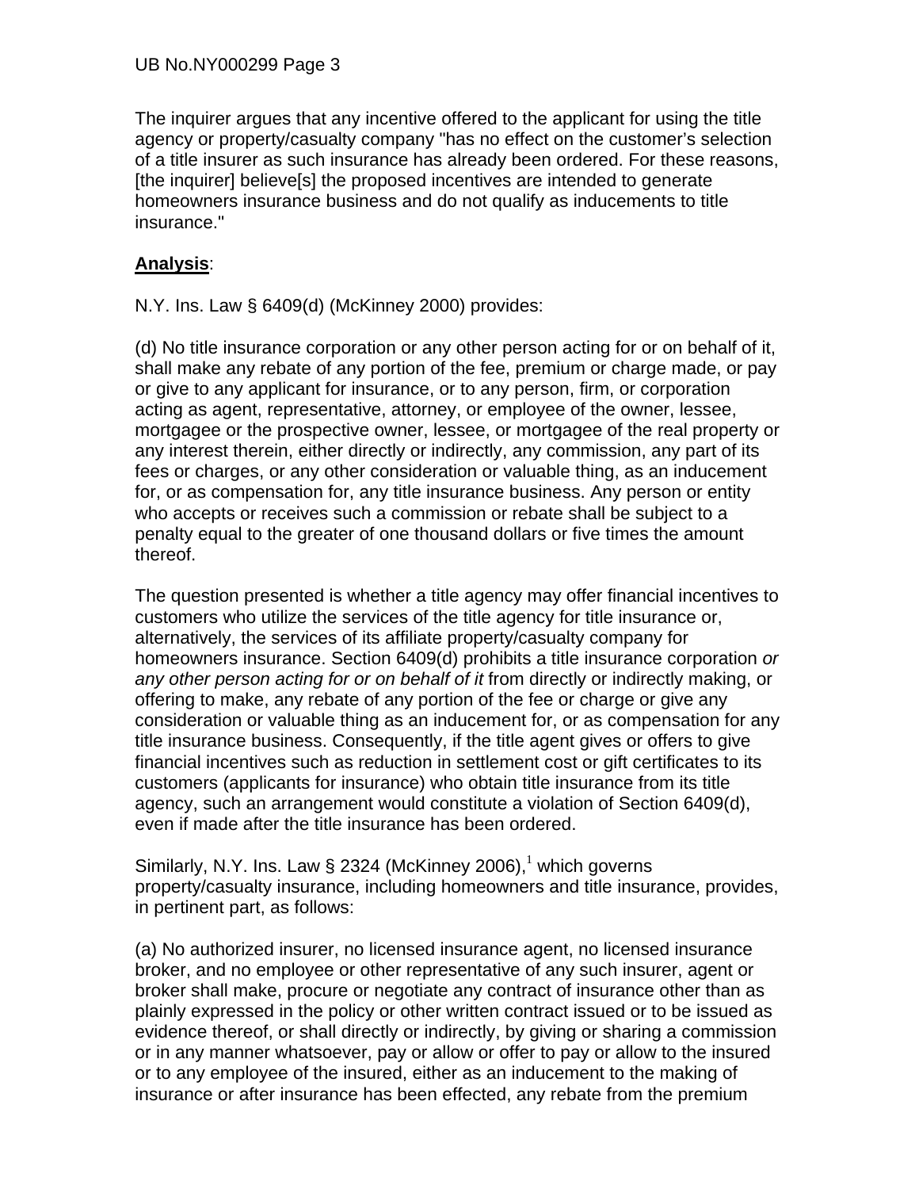The inquirer argues that any incentive offered to the applicant for using the title agency or property/casualty company "has no effect on the customer's selection of a title insurer as such insurance has already been ordered. For these reasons, [the inquirer] believe[s] the proposed incentives are intended to generate homeowners insurance business and do not qualify as inducements to title insurance."

**Analysis**:

N.Y. Ins. Law § 6409(d) (McKinney 2000) provides:

(d) No title insurance corporation or any other person acting for or on behalf of it, shall make any rebate of any portion of the fee, premium or charge made, or pay or give to any applicant for insurance, or to any person, firm, or corporation acting as agent, representative, attorney, or employee of the owner, lessee, mortgagee or the prospective owner, lessee, or mortgagee of the real property or any interest therein, either directly or indirectly, any commission, any part of its fees or charges, or any other consideration or valuable thing, as an inducement for, or as compensation for, any title insurance business. Any person or entity who accepts or receives such a commission or rebate shall be subject to a penalty equal to the greater of one thousand dollars or five times the amount thereof.

The question presented is whether a title agency may offer financial incentives to customers who utilize the services of the title agency for title insurance or, alternatively, the services of its affiliate property/casualty company for homeowners insurance. Section 6409(d) prohibits a title insurance corporation *or any other person acting for or on behalf of it* from directly or indirectly making, or offering to make, any rebate of any portion of the fee or charge or give any consideration or valuable thing as an inducement for, or as compensation for any title insurance business. Consequently, if the title agent gives or offers to give financial incentives such as reduction in settlement cost or gift certificates to its customers (applicants for insurance) who obtain title insurance from its title agency, such an arrangement would constitute a violation of Section 6409(d), even if made after the title insurance has been ordered.

Similarly, N.Y. Ins. Law § 2324 (McKinney 2006),[1] which governs property/casualty insurance, including homeowners and title insurance, provides, in pertinent part, as follows:

(a) No authorized insurer, no licensed insurance agent, no licensed insurance broker, and no employee or other representative of any such insurer, agent or broker shall make, procure or negotiate any contract of insurance other than as plainly expressed in the policy or other written contract issued or to be issued as evidence thereof, or shall directly or indirectly, by giving or sharing a commission or in any manner whatsoever, pay or allow or offer to pay or allow to the insured or to any employee of the insured, either as an inducement to the making of insurance or after insurance has been effected, any rebate from the premium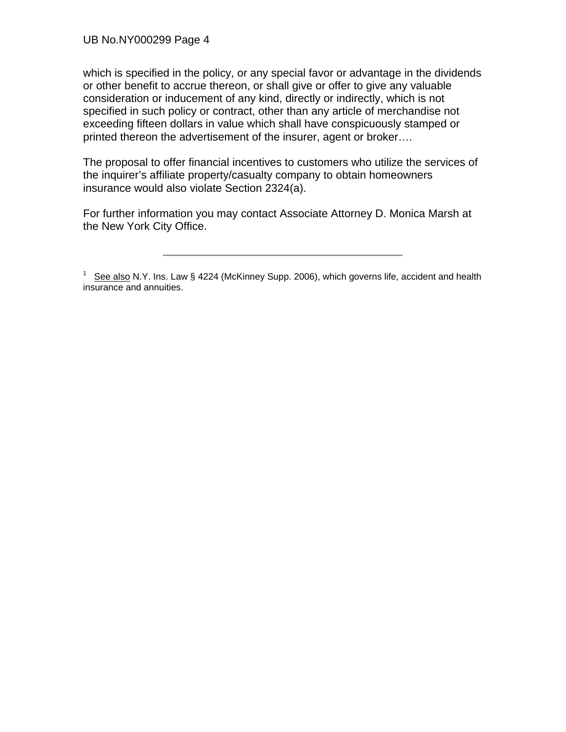which is specified in the policy, or any special favor or advantage in the dividends or other benefit to accrue thereon, or shall give or offer to give any valuable consideration or inducement of any kind, directly or indirectly, which is not specified in such policy or contract, other than any article of merchandise not exceeding fifteen dollars in value which shall have conspicuously stamped or printed thereon the advertisement of the insurer, agent or broker….

The proposal to offer financial incentives to customers who utilize the services of the inquirer's affiliate property/casualty company to obtain homeowners insurance would also violate Section 2324(a).

For further information you may contact Associate Attorney D. Monica Marsh at the New York City Office.

---

[1] See also N.Y. Ins. Law § 4224 (McKinney Supp. 2006), which governs life, accident and health insurance and annuities.